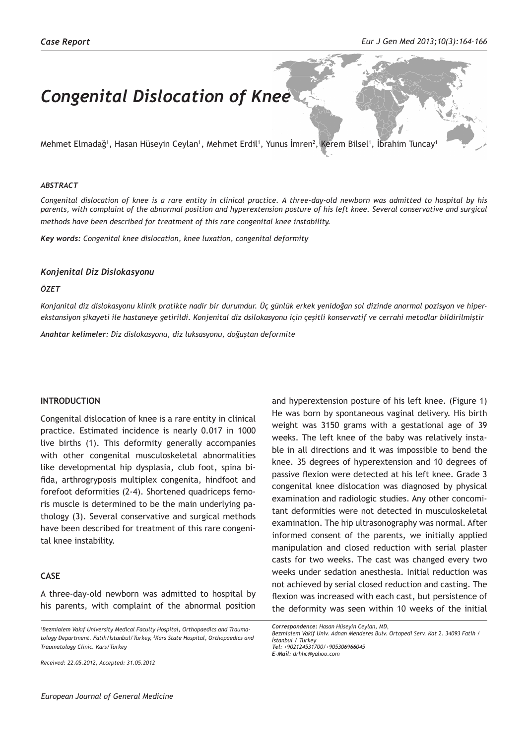Case Report

# Congenital Dislocation of Knee

Mehmet Elmadağ[1], Hasan Hüseyin Ceylan[1], Mehmet Erdil[1], Yunus İmren[2], Kerem Bilsel[1], İbrahim Tuncay[1]

### *ABSTRACT*

*Congenital dislocation of knee is a rare entity in clinical practice. A three-day-old newborn was admitted to hospital by his parents, with complaint of the abnormal position and hyperextension posture of his left knee. Several conservative and surgical methods have been described for treatment of this rare congenital knee instability.*

***Key words:*** *Congenital knee dislocation, knee luxation, congenital deformity*

### *Konjenital Diz Dislokasyonu*

### *ÖZET*

*Konjanital diz dislokasyonu klinik pratikte nadir bir durumdur. Üç günlük erkek yenidoğan sol dizinde anormal pozisyon ve hiperekstansiyon şikayeti ile hastaneye getirildi. Konjenital diz dsilokasyonu için çeşitli konservatif ve cerrahi metodlar bildirilmiştir*

***Anahtar kelimeler:*** *Diz dislokasyonu, diz luksasyonu, doğuştan deformite*

## INTRODUCTION

Congenital dislocation of knee is a rare entity in clinical practice. Estimated incidence is nearly 0.017 in 1000 live births (1). This deformity generally accompanies with other congenital musculoskeletal abnormalities like developmental hip dysplasia, club foot, spina bifida, arthrogryposis multiplex congenita, hindfoot and forefoot deformities (2-4). Shortened quadriceps femoris muscle is determined to be the main underlying pathology (3). Several conservative and surgical methods have been described for treatment of this rare congenital knee instability.

## CASE

A three-day-old newborn was admitted to hospital by his parents, with complaint of the abnormal position and hyperextension posture of his left knee. (Figure 1) He was born by spontaneous vaginal delivery. His birth weight was 3150 grams with a gestational age of 39 weeks. The left knee of the baby was relatively instable in all directions and it was impossible to bend the knee. 35 degrees of hyperextension and 10 degrees of passive flexion were detected at his left knee. Grade 3 congenital knee dislocation was diagnosed by physical examination and radiologic studies. Any other concomitant deformities were not detected in musculoskeletal examination. The hip ultrasonography was normal. After informed consent of the parents, we initially applied manipulation and closed reduction with serial plaster casts for two weeks. The cast was changed every two weeks under sedation anesthesia. Initial reduction was not achieved by serial closed reduction and casting. The flexion was increased with each cast, but persistence of the deformity was seen within 10 weeks of the initial

---

*[1]Bezmialem Vakıf University Medical Faculty Hospital, Orthopaedics and Traumatology Department. Fatih/İstanbul/Turkey, [2]Kars State Hospital, Orthopaedics and Traumatology Clinic. Kars/Turkey*

*Received: 22.05.2012, Accepted: 31.05.2012*

***Correspondence:*** *Hasan Hüseyin Ceylan, MD, Bezmialem Vakif Univ. Adnan Menderes Bulv. Ortopedi Serv. Kat 2. 34093 Fatih / İstanbul / Turkey*
***Tel:*** *+902124531700/+905306966045*
***E-Mail:*** *drhhc@yahoo.com*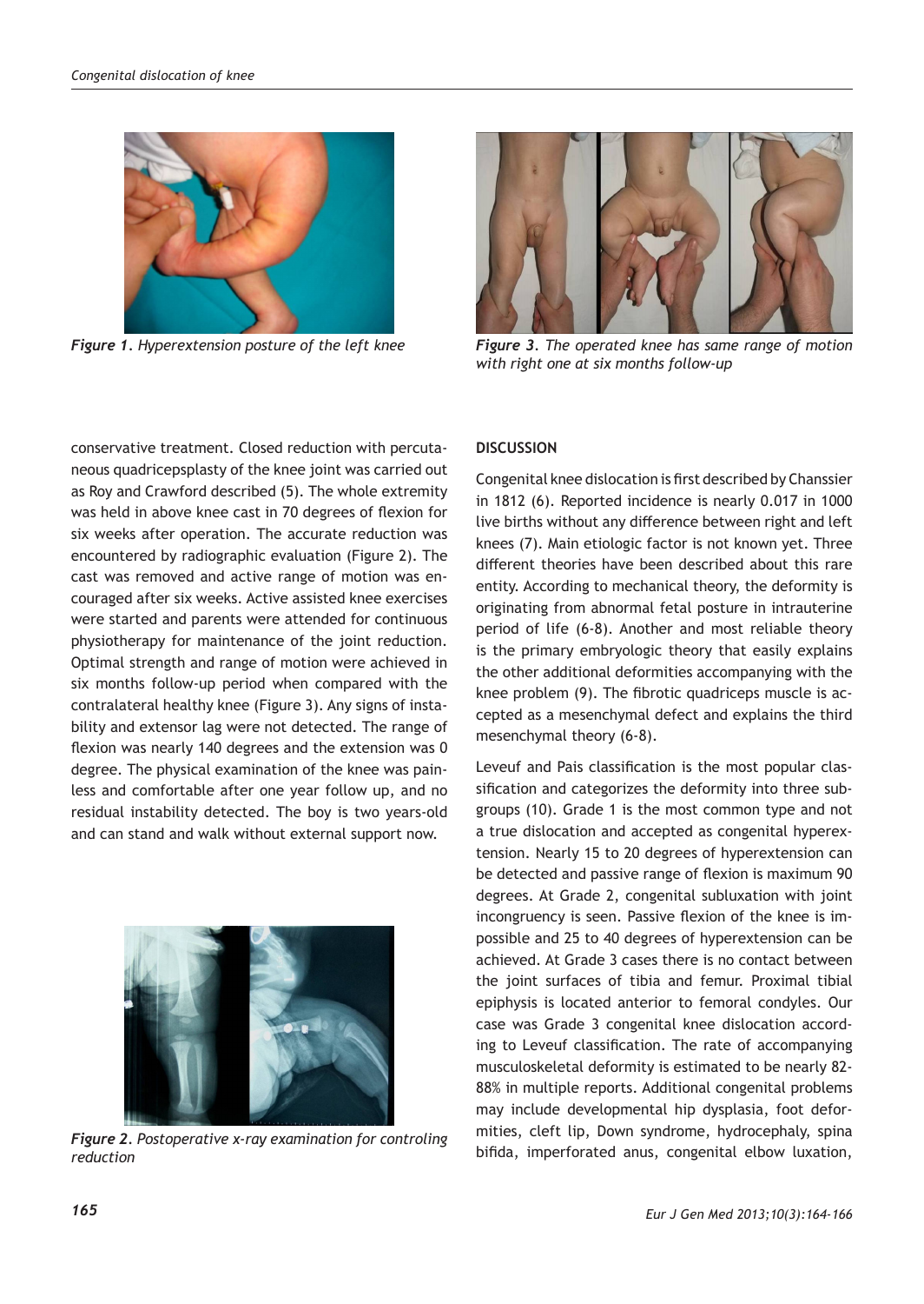*Figure 1. Hyperextension posture of the left knee*

*Figure 3. The operated knee has same range of motion with right one at six months follow-up*

conservative treatment. Closed reduction with percutaneous quadricepsplasty of the knee joint was carried out as Roy and Crawford described (5). The whole extremity was held in above knee cast in 70 degrees of flexion for six weeks after operation. The accurate reduction was encountered by radiographic evaluation (Figure 2). The cast was removed and active range of motion was encouraged after six weeks. Active assisted knee exercises were started and parents were attended for continuous physiotherapy for maintenance of the joint reduction. Optimal strength and range of motion were achieved in six months follow-up period when compared with the contralateral healthy knee (Figure 3). Any signs of instability and extensor lag were not detected. The range of flexion was nearly 140 degrees and the extension was 0 degree. The physical examination of the knee was painless and comfortable after one year follow up, and no residual instability detected. The boy is two years-old and can stand and walk without external support now.

*Figure 2. Postoperative x-ray examination for controling reduction*

## DISCUSSION

Congenital knee dislocation is first described by Chanssier in 1812 (6). Reported incidence is nearly 0.017 in 1000 live births without any difference between right and left knees (7). Main etiologic factor is not known yet. Three different theories have been described about this rare entity. According to mechanical theory, the deformity is originating from abnormal fetal posture in intrauterine period of life (6-8). Another and most reliable theory is the primary embryologic theory that easily explains the other additional deformities accompanying with the knee problem (9). The fibrotic quadriceps muscle is accepted as a mesenchymal defect and explains the third mesenchymal theory (6-8).

Leveuf and Pais classification is the most popular classification and categorizes the deformity into three subgroups (10). Grade 1 is the most common type and not a true dislocation and accepted as congenital hyperextension. Nearly 15 to 20 degrees of hyperextension can be detected and passive range of flexion is maximum 90 degrees. At Grade 2, congenital subluxation with joint incongruency is seen. Passive flexion of the knee is impossible and 25 to 40 degrees of hyperextension can be achieved. At Grade 3 cases there is no contact between the joint surfaces of tibia and femur. Proximal tibial epiphysis is located anterior to femoral condyles. Our case was Grade 3 congenital knee dislocation according to Leveuf classification. The rate of accompanying musculoskeletal deformity is estimated to be nearly 82-88% in multiple reports. Additional congenital problems may include developmental hip dysplasia, foot deformities, cleft lip, Down syndrome, hydrocephaly, spina bifida, imperforated anus, congenital elbow luxation,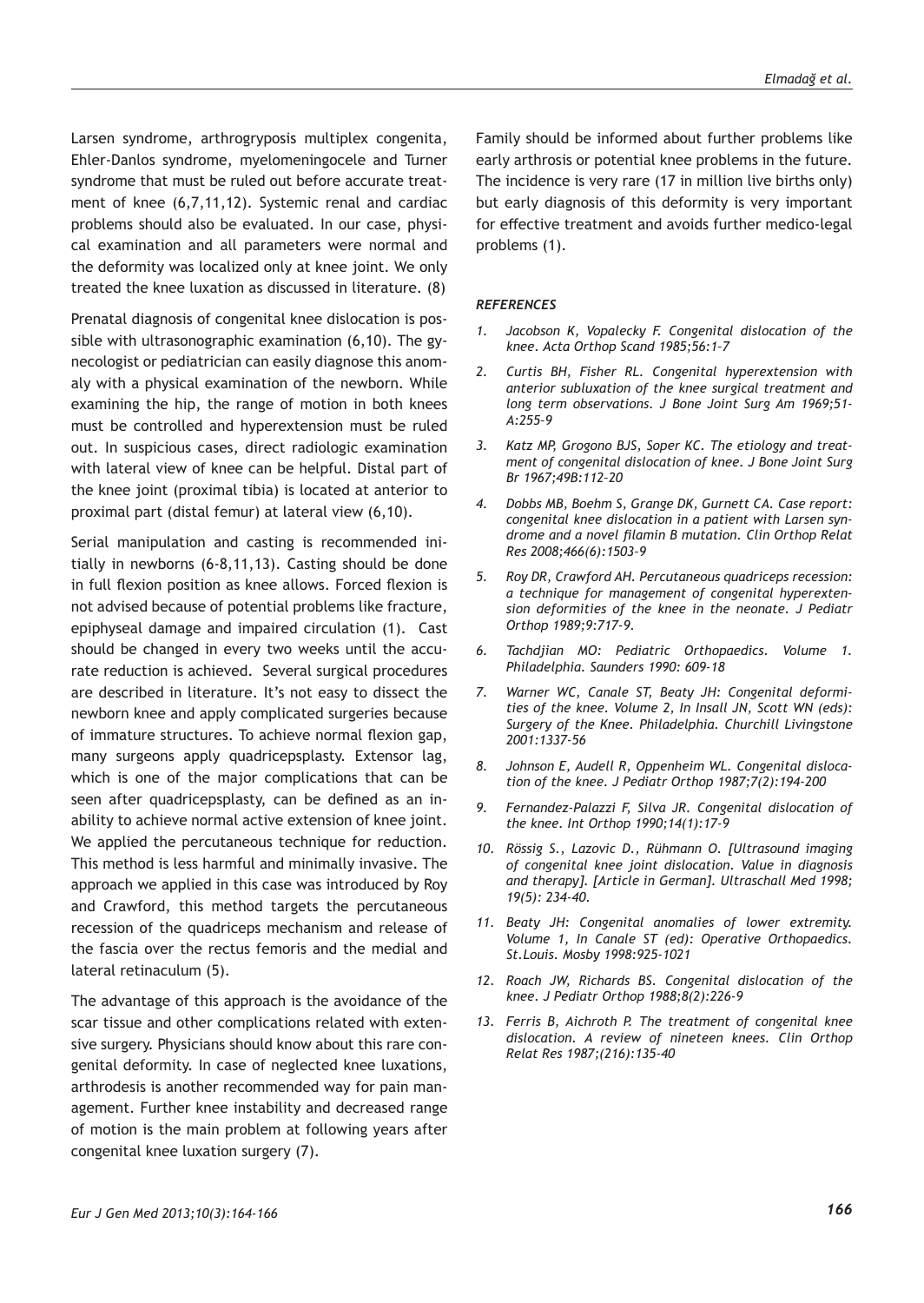Larsen syndrome, arthrogryposis multiplex congenita, Ehler-Danlos syndrome, myelomeningocele and Turner syndrome that must be ruled out before accurate treatment of knee (6,7,11,12). Systemic renal and cardiac problems should also be evaluated. In our case, physical examination and all parameters were normal and the deformity was localized only at knee joint. We only treated the knee luxation as discussed in literature. (8)

Prenatal diagnosis of congenital knee dislocation is possible with ultrasonographic examination (6,10). The gynecologist or pediatrician can easily diagnose this anomaly with a physical examination of the newborn. While examining the hip, the range of motion in both knees must be controlled and hyperextension must be ruled out. In suspicious cases, direct radiologic examination with lateral view of knee can be helpful. Distal part of the knee joint (proximal tibia) is located at anterior to proximal part (distal femur) at lateral view (6,10).

Serial manipulation and casting is recommended initially in newborns (6-8,11,13). Casting should be done in full flexion position as knee allows. Forced flexion is not advised because of potential problems like fracture, epiphyseal damage and impaired circulation (1). Cast should be changed in every two weeks until the accurate reduction is achieved. Several surgical procedures are described in literature. It's not easy to dissect the newborn knee and apply complicated surgeries because of immature structures. To achieve normal flexion gap, many surgeons apply quadricepsplasty. Extensor lag, which is one of the major complications that can be seen after quadricepsplasty, can be defined as an inability to achieve normal active extension of knee joint. We applied the percutaneous technique for reduction. This method is less harmful and minimally invasive. The approach we applied in this case was introduced by Roy and Crawford, this method targets the percutaneous recession of the quadriceps mechanism and release of the fascia over the rectus femoris and the medial and lateral retinaculum (5).

The advantage of this approach is the avoidance of the scar tissue and other complications related with extensive surgery. Physicians should know about this rare congenital deformity. In case of neglected knee luxations, arthrodesis is another recommended way for pain management. Further knee instability and decreased range of motion is the main problem at following years after congenital knee luxation surgery (7).

Family should be informed about further problems like early arthrosis or potential knee problems in the future. The incidence is very rare (17 in million live births only) but early diagnosis of this deformity is very important for effective treatment and avoids further medico-legal problems (1).

### *REFERENCES*

1. *Jacobson K, Vopalecky F. Congenital dislocation of the knee. Acta Orthop Scand 1985;56:1–7*
2. *Curtis BH, Fisher RL. Congenital hyperextension with anterior subluxation of the knee surgical treatment and long term observations. J Bone Joint Surg Am 1969;51-A:255–9*
3. *Katz MP, Grogono BJS, Soper KC. The etiology and treatment of congenital dislocation of knee. J Bone Joint Surg Br 1967;49B:112–20*
4. *Dobbs MB, Boehm S, Grange DK, Gurnett CA. Case report: congenital knee dislocation in a patient with Larsen syndrome and a novel filamin B mutation. Clin Orthop Relat Res 2008;466(6):1503–9*
5. *Roy DR, Crawford AH. Percutaneous quadriceps recession: a technique for management of congenital hyperextension deformities of the knee in the neonate. J Pediatr Orthop 1989;9:717-9.*
6. *Tachdjian MO: Pediatric Orthopaedics. Volume 1. Philadelphia. Saunders 1990: 609-18*
7. *Warner WC, Canale ST, Beaty JH: Congenital deformities of the knee. Volume 2, In Insall JN, Scott WN (eds): Surgery of the Knee. Philadelphia. Churchill Livingstone 2001:1337-56*
8. *Johnson E, Audell R, Oppenheim WL. Congenital dislocation of the knee. J Pediatr Orthop 1987;7(2):194-200*
9. *Fernandez-Palazzi F, Silva JR. Congenital dislocation of the knee. Int Orthop 1990;14(1):17-9*
10. *Rössig S., Lazovic D., Rühmann O. [Ultrasound imaging of congenital knee joint dislocation. Value in diagnosis and therapy]. [Article in German]. Ultraschall Med 1998; 19(5): 234-40.*
11. *Beaty JH: Congenital anomalies of lower extremity. Volume 1, In Canale ST (ed): Operative Orthopaedics. St.Louis. Mosby 1998:925-1021*
12. *Roach JW, Richards BS. Congenital dislocation of the knee. J Pediatr Orthop 1988;8(2):226-9*
13. *Ferris B, Aichroth P. The treatment of congenital knee dislocation. A review of nineteen knees. Clin Orthop Relat Res 1987;(216):135-40*